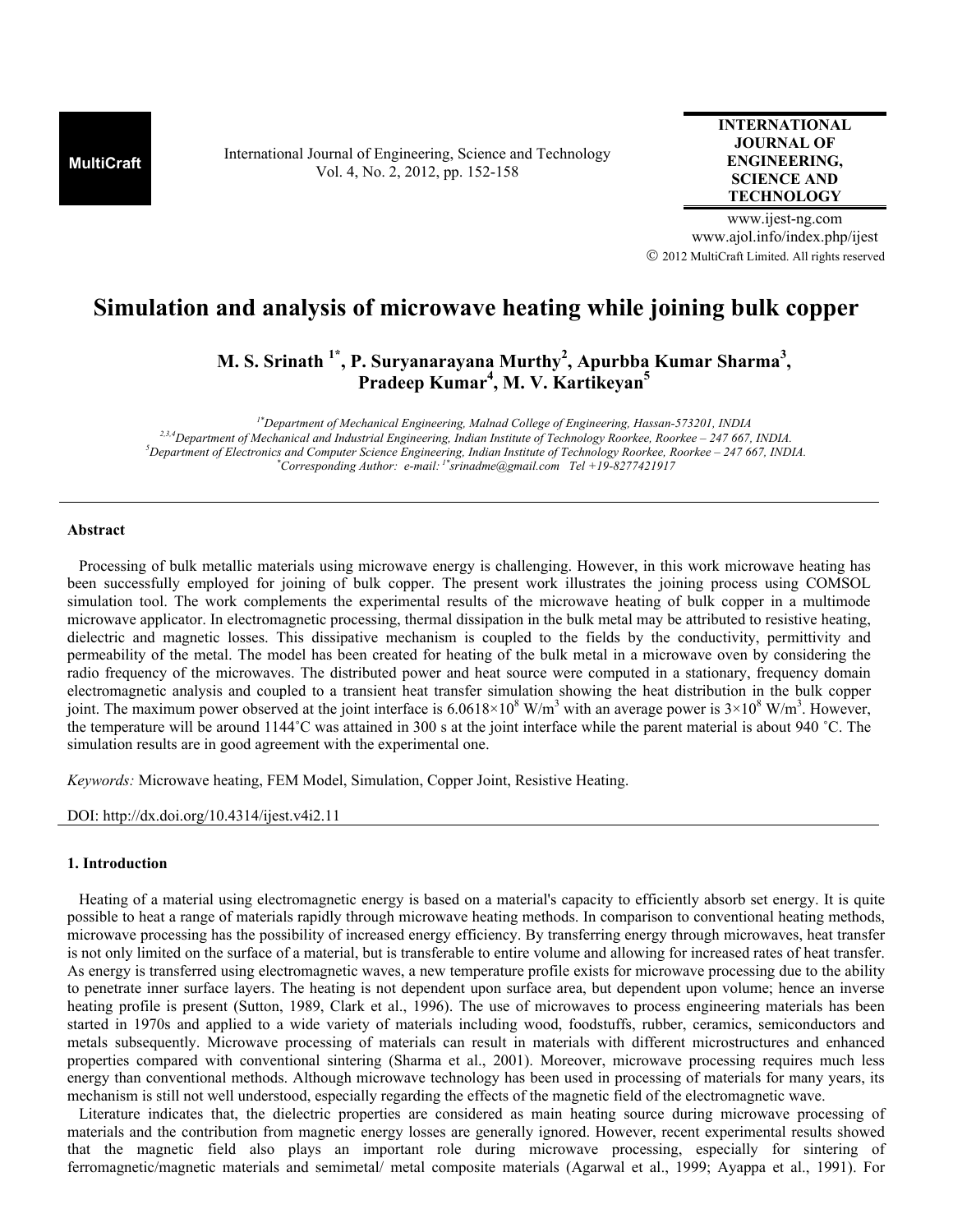MultiCraft

International Journal of Engineering, Science and Technology
Vol. 4, No. 2, 2012, pp. 152-158

**INTERNATIONAL JOURNAL OF ENGINEERING, SCIENCE AND TECHNOLOGY**

www.ijest-ng.com
www.ajol.info/index.php/ijest
© 2012 MultiCraft Limited. All rights reserved

# Simulation and analysis of microwave heating while joining bulk copper

**M. S. Srinath [1*], P. Suryanarayana Murthy[2], Apurbba Kumar Sharma[3], Pradeep Kumar[4], M. V. Kartikeyan[5]**

*[1*]Department of Mechanical Engineering, Malnad College of Engineering, Hassan-573201, INDIA*
*[2,3,4]Department of Mechanical and Industrial Engineering, Indian Institute of Technology Roorkee, Roorkee – 247 667, INDIA.*
*[5]Department of Electronics and Computer Science Engineering, Indian Institute of Technology Roorkee, Roorkee – 247 667, INDIA.*
*[*]Corresponding Author: e-mail: [1*]srinadme@gmail.com Tel +19-8277421917*

## Abstract

Processing of bulk metallic materials using microwave energy is challenging. However, in this work microwave heating has been successfully employed for joining of bulk copper. The present work illustrates the joining process using COMSOL simulation tool. The work complements the experimental results of the microwave heating of bulk copper in a multimode microwave applicator. In electromagnetic processing, thermal dissipation in the bulk metal may be attributed to resistive heating, dielectric and magnetic losses. This dissipative mechanism is coupled to the fields by the conductivity, permittivity and permeability of the metal. The model has been created for heating of the bulk metal in a microwave oven by considering the radio frequency of the microwaves. The distributed power and heat source were computed in a stationary, frequency domain electromagnetic analysis and coupled to a transient heat transfer simulation showing the heat distribution in the bulk copper joint. The maximum power observed at the joint interface is $6.0618\times10^{8}$ W/m$^3$ with an average power is $3\times10^{8}$ W/m$^3$. However, the temperature will be around 1144˚C was attained in 300 s at the joint interface while the parent material is about 940 ˚C. The simulation results are in good agreement with the experimental one.

*Keywords:* Microwave heating, FEM Model, Simulation, Copper Joint, Resistive Heating.

DOI: http://dx.doi.org/10.4314/ijest.v4i2.11

## 1. Introduction

Heating of a material using electromagnetic energy is based on a material's capacity to efficiently absorb set energy. It is quite possible to heat a range of materials rapidly through microwave heating methods. In comparison to conventional heating methods, microwave processing has the possibility of increased energy efficiency. By transferring energy through microwaves, heat transfer is not only limited on the surface of a material, but is transferable to entire volume and allowing for increased rates of heat transfer. As energy is transferred using electromagnetic waves, a new temperature profile exists for microwave processing due to the ability to penetrate inner surface layers. The heating is not dependent upon surface area, but dependent upon volume; hence an inverse heating profile is present (Sutton, 1989, Clark et al., 1996). The use of microwaves to process engineering materials has been started in 1970s and applied to a wide variety of materials including wood, foodstuffs, rubber, ceramics, semiconductors and metals subsequently. Microwave processing of materials can result in materials with different microstructures and enhanced properties compared with conventional sintering (Sharma et al., 2001). Moreover, microwave processing requires much less energy than conventional methods. Although microwave technology has been used in processing of materials for many years, its mechanism is still not well understood, especially regarding the effects of the magnetic field of the electromagnetic wave.

Literature indicates that, the dielectric properties are considered as main heating source during microwave processing of materials and the contribution from magnetic energy losses are generally ignored. However, recent experimental results showed that the magnetic field also plays an important role during microwave processing, especially for sintering of ferromagnetic/magnetic materials and semimetal/ metal composite materials (Agarwal et al., 1999; Ayappa et al., 1991). For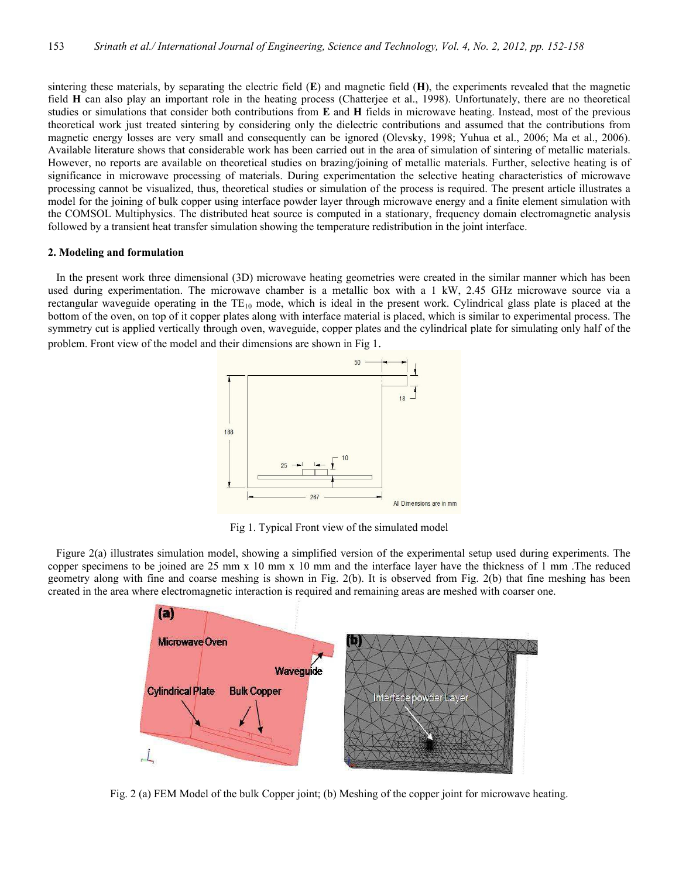sintering these materials, by separating the electric field (**E**) and magnetic field (**H**), the experiments revealed that the magnetic field **H** can also play an important role in the heating process (Chatterjee et al., 1998). Unfortunately, there are no theoretical studies or simulations that consider both contributions from **E** and **H** fields in microwave heating. Instead, most of the previous theoretical work just treated sintering by considering only the dielectric contributions and assumed that the contributions from magnetic energy losses are very small and consequently can be ignored (Olevsky, 1998; Yuhua et al., 2006; Ma et al., 2006). Available literature shows that considerable work has been carried out in the area of simulation of sintering of metallic materials. However, no reports are available on theoretical studies on brazing/joining of metallic materials. Further, selective heating is of significance in microwave processing of materials. During experimentation the selective heating characteristics of microwave processing cannot be visualized, thus, theoretical studies or simulation of the process is required. The present article illustrates a model for the joining of bulk copper using interface powder layer through microwave energy and a finite element simulation with the COMSOL Multiphysics. The distributed heat source is computed in a stationary, frequency domain electromagnetic analysis followed by a transient heat transfer simulation showing the temperature redistribution in the joint interface.

## 2. Modeling and formulation

In the present work three dimensional (3D) microwave heating geometries were created in the similar manner which has been used during experimentation. The microwave chamber is a metallic box with a 1 kW, 2.45 GHz microwave source via a rectangular waveguide operating in the $TE_{10}$ mode, which is ideal in the present work. Cylindrical glass plate is placed at the bottom of the oven, on top of it copper plates along with interface material is placed, which is similar to experimental process. The symmetry cut is applied vertically through oven, waveguide, copper plates and the cylindrical plate for simulating only half of the problem. Front view of the model and their dimensions are shown in Fig 1.

Fig 1. Typical Front view of the simulated model

Figure 2(a) illustrates simulation model, showing a simplified version of the experimental setup used during experiments. The copper specimens to be joined are 25 mm x 10 mm x 10 mm and the interface layer have the thickness of 1 mm .The reduced geometry along with fine and coarse meshing is shown in Fig. 2(b). It is observed from Fig. 2(b) that fine meshing has been created in the area where electromagnetic interaction is required and remaining areas are meshed with coarser one.

Fig. 2 (a) FEM Model of the bulk Copper joint; (b) Meshing of the copper joint for microwave heating.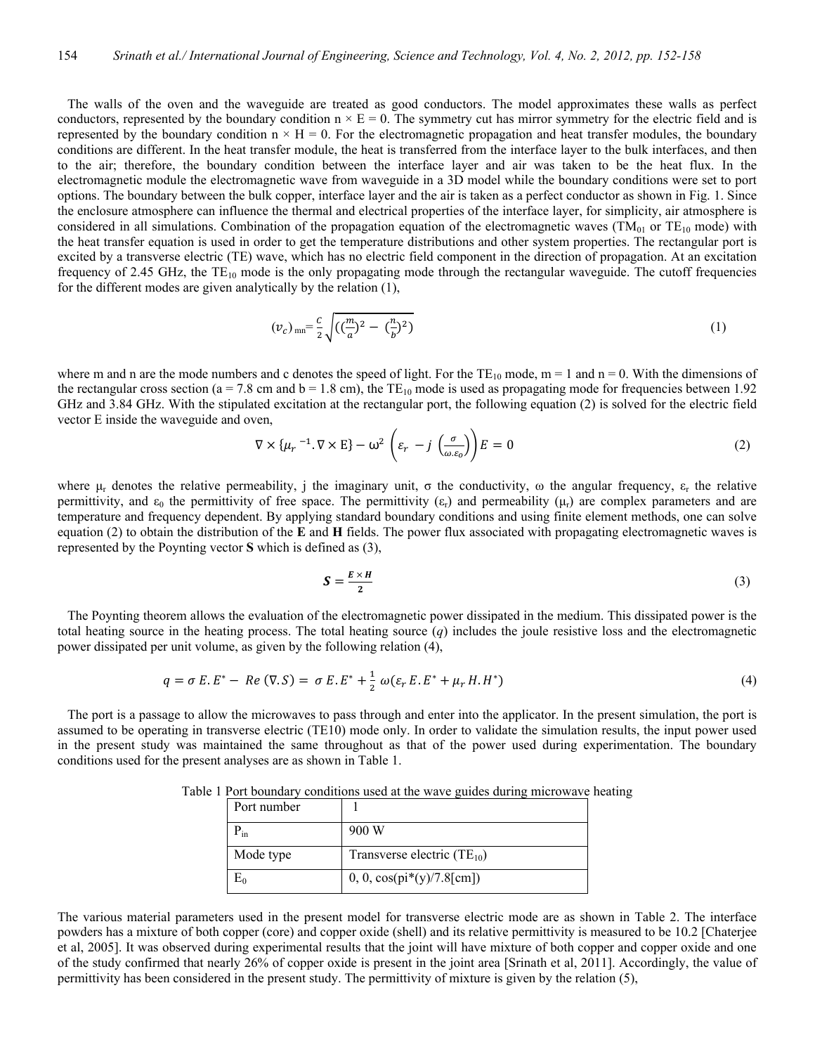The walls of the oven and the waveguide are treated as good conductors. The model approximates these walls as perfect conductors, represented by the boundary condition n × E = 0. The symmetry cut has mirror symmetry for the electric field and is represented by the boundary condition n × H = 0. For the electromagnetic propagation and heat transfer modules, the boundary conditions are different. In the heat transfer module, the heat is transferred from the interface layer to the bulk interfaces, and then to the air; therefore, the boundary condition between the interface layer and air was taken to be the heat flux. In the electromagnetic module the electromagnetic wave from waveguide in a 3D model while the boundary conditions were set to port options. The boundary between the bulk copper, interface layer and the air is taken as a perfect conductor as shown in Fig. 1. Since the enclosure atmosphere can influence the thermal and electrical properties of the interface layer, for simplicity, air atmosphere is considered in all simulations. Combination of the propagation equation of the electromagnetic waves ($TM_{01}$ or $TE_{10}$ mode) with the heat transfer equation is used in order to get the temperature distributions and other system properties. The rectangular port is excited by a transverse electric (TE) wave, which has no electric field component in the direction of propagation. At an excitation frequency of 2.45 GHz, the $TE_{10}$ mode is the only propagating mode through the rectangular waveguide. The cutoff frequencies for the different modes are given analytically by the relation (1),

$$(v_c)_{mn} = \frac{c}{2}\sqrt{\left(\left(\frac{m}{a}\right)^2 - \left(\frac{n}{b}\right)^2\right)} \tag{1}$$

where m and n are the mode numbers and c denotes the speed of light. For the $TE_{10}$ mode, m = 1 and n = 0. With the dimensions of the rectangular cross section (a = 7.8 cm and b = 1.8 cm), the $TE_{10}$ mode is used as propagating mode for frequencies between 1.92 GHz and 3.84 GHz. With the stipulated excitation at the rectangular port, the following equation (2) is solved for the electric field vector E inside the waveguide and oven,

$$\nabla \times \{\mu_r^{-1} . \nabla \times \mathrm{E}\} - \omega^2 \left(\varepsilon_r - j\left(\frac{\sigma}{\omega . \varepsilon_o}\right)\right) E = 0 \tag{2}$$

where $\mu_r$ denotes the relative permeability, j the imaginary unit, σ the conductivity, ω the angular frequency, $\varepsilon_r$ the relative permittivity, and $\varepsilon_0$ the permittivity of free space. The permittivity ($\varepsilon_r$) and permeability ($\mu_r$) are complex parameters and are temperature and frequency dependent. By applying standard boundary conditions and using finite element methods, one can solve equation (2) to obtain the distribution of the **E** and **H** fields. The power flux associated with propagating electromagnetic waves is represented by the Poynting vector **S** which is defined as (3),

$$\boldsymbol{S} = \frac{\boldsymbol{E} \times \boldsymbol{H}}{\boldsymbol{2}} \tag{3}$$

The Poynting theorem allows the evaluation of the electromagnetic power dissipated in the medium. This dissipated power is the total heating source in the heating process. The total heating source (*q*) includes the joule resistive loss and the electromagnetic power dissipated per unit volume, as given by the following relation (4),

$$q = \sigma\, E.E^* - \,Re\,(\nabla . S) = \sigma\, E.E^* + \frac{1}{2}\,\omega(\varepsilon_r\, E.E^* + \mu_r\, H.H^*) \tag{4}$$

The port is a passage to allow the microwaves to pass through and enter into the applicator. In the present simulation, the port is assumed to be operating in transverse electric (TE10) mode only. In order to validate the simulation results, the input power used in the present study was maintained the same throughout as that of the power used during experimentation. The boundary conditions used for the present analyses are as shown in Table 1.

Table 1 Port boundary conditions used at the wave guides during microwave heating

| Port number | 1 |
|---|---|
| $P_{in}$ | 900 W |
| Mode type | Transverse electric ($TE_{10}$) |
| $E_0$ | 0, 0, cos(pi*(y)/7.8[cm]) |

The various material parameters used in the present model for transverse electric mode are as shown in Table 2. The interface powders has a mixture of both copper (core) and copper oxide (shell) and its relative permittivity is measured to be 10.2 [Chaterjee et al, 2005]. It was observed during experimental results that the joint will have mixture of both copper and copper oxide and one of the study confirmed that nearly 26% of copper oxide is present in the joint area [Srinath et al, 2011]. Accordingly, the value of permittivity has been considered in the present study. The permittivity of mixture is given by the relation (5),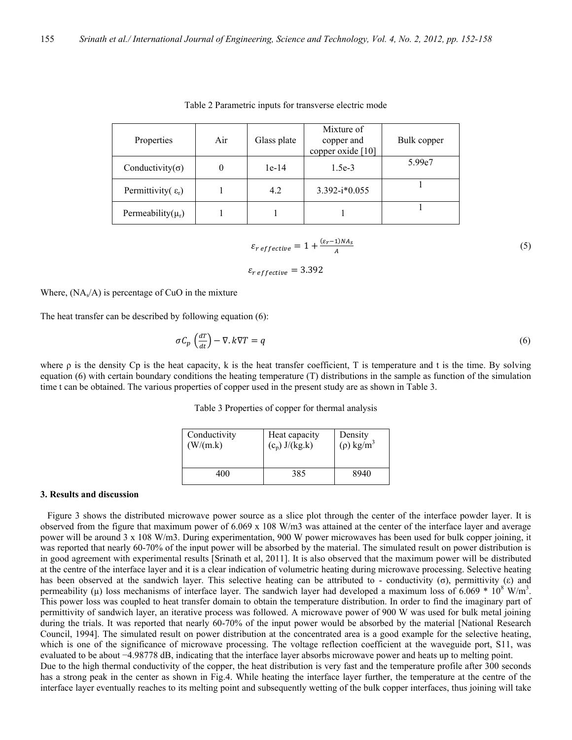Table 2 Parametric inputs for transverse electric mode

| Properties | Air | Glass plate | Mixture of copper and copper oxide [10] | Bulk copper |
|---|---|---|---|---|
| Conductivity(σ) | 0 | 1e-14 | 1.5e-3 | 5.99e7 |
| Permittivity( $\varepsilon_r$) | 1 | 4.2 | 3.392-i*0.055 | 1 |
| Permeability($\mu_r$) | 1 | 1 | 1 | 1 |

$$\varepsilon_{r\,effective} = 1 + \frac{(\varepsilon_r - 1)NA_s}{A} \tag{5}$$

$$\varepsilon_{r\,effective} = 3.392$$

Where, ($NA_s/A$) is percentage of CuO in the mixture

The heat transfer can be described by following equation (6):

$$\sigma C_p \left(\frac{dT}{dt}\right) - \nabla . k\nabla T = q \tag{6}$$

where ρ is the density Cp is the heat capacity, k is the heat transfer coefficient, T is temperature and t is the time. By solving equation (6) with certain boundary conditions the heating temperature (T) distributions in the sample as function of the simulation time t can be obtained. The various properties of copper used in the present study are as shown in Table 3.

Table 3 Properties of copper for thermal analysis

| Conductivity (W/(m.k) | Heat capacity ($c_p$) J/(kg.k) | Density (ρ) kg/m$^3$ |
|---|---|---|
| 400 | 385 | 8940 |

**3. Results and discussion**

Figure 3 shows the distributed microwave power source as a slice plot through the center of the interface powder layer. It is observed from the figure that maximum power of 6.069 x 108 W/m3 was attained at the center of the interface layer and average power will be around 3 x 108 W/m3. During experimentation, 900 W power microwaves has been used for bulk copper joining, it was reported that nearly 60-70% of the input power will be absorbed by the material. The simulated result on power distribution is in good agreement with experimental results [Srinath et al, 2011]. It is also observed that the maximum power will be distributed at the centre of the interface layer and it is a clear indication of volumetric heating during microwave processing. Selective heating has been observed at the sandwich layer. This selective heating can be attributed to - conductivity (σ), permittivity (ε) and permeability (μ) loss mechanisms of interface layer. The sandwich layer had developed a maximum loss of $6.069 * 10^8$ W/m$^3$. This power loss was coupled to heat transfer domain to obtain the temperature distribution. In order to find the imaginary part of permittivity of sandwich layer, an iterative process was followed. A microwave power of 900 W was used for bulk metal joining during the trials. It was reported that nearly 60-70% of the input power would be absorbed by the material [National Research Council, 1994]. The simulated result on power distribution at the concentrated area is a good example for the selective heating, which is one of the significance of microwave processing. The voltage reflection coefficient at the waveguide port, S11, was evaluated to be about −4.98778 dB, indicating that the interface layer absorbs microwave power and heats up to melting point.

Due to the high thermal conductivity of the copper, the heat distribution is very fast and the temperature profile after 300 seconds has a strong peak in the center as shown in Fig.4. While heating the interface layer further, the temperature at the centre of the interface layer eventually reaches to its melting point and subsequently wetting of the bulk copper interfaces, thus joining will take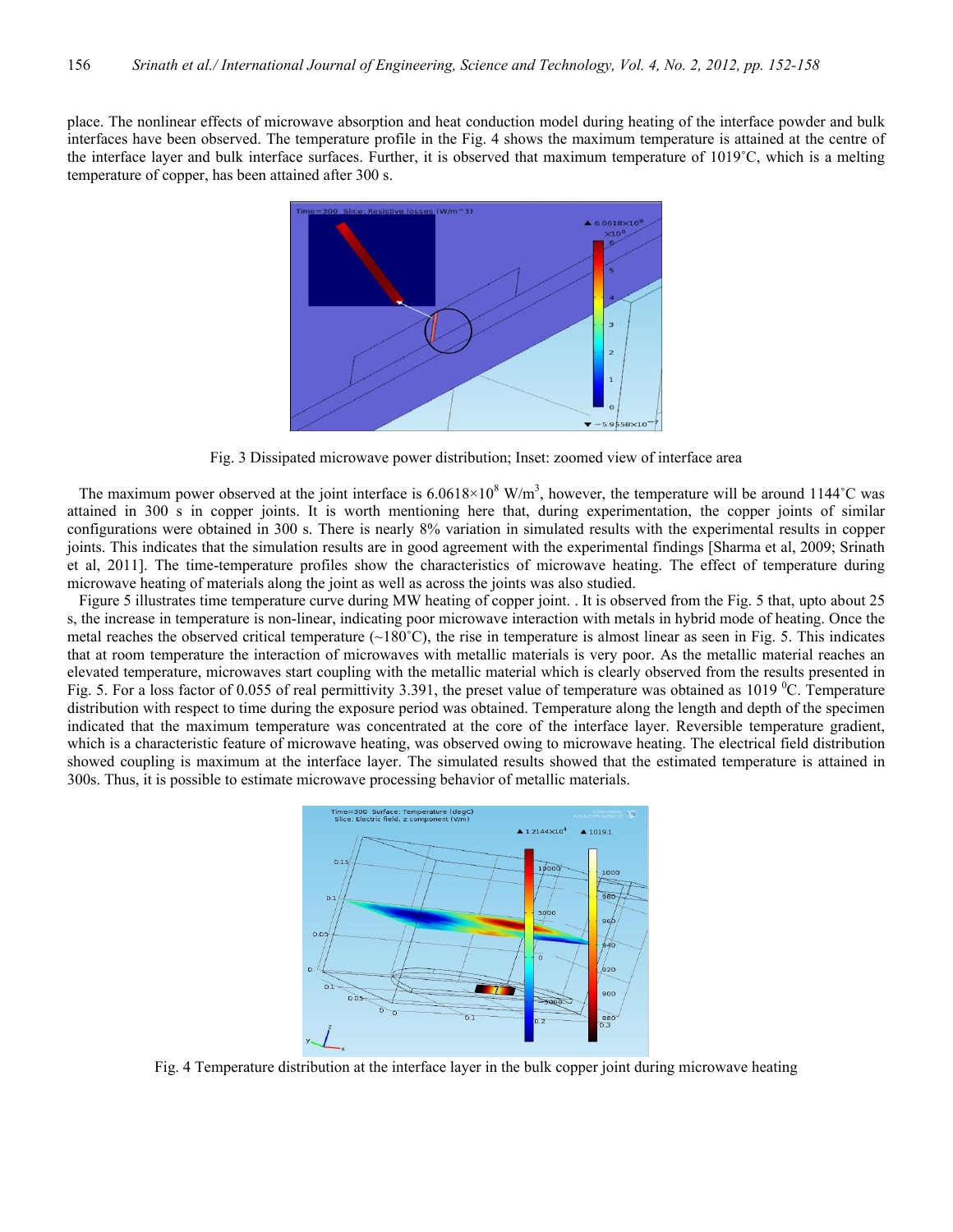place. The nonlinear effects of microwave absorption and heat conduction model during heating of the interface powder and bulk interfaces have been observed. The temperature profile in the Fig. 4 shows the maximum temperature is attained at the centre of the interface layer and bulk interface surfaces. Further, it is observed that maximum temperature of 1019˚C, which is a melting temperature of copper, has been attained after 300 s.

Fig. 3 Dissipated microwave power distribution; Inset: zoomed view of interface area

The maximum power observed at the joint interface is $6.0618\times10^{8}$ W/m$^{3}$, however, the temperature will be around 1144˚C was attained in 300 s in copper joints. It is worth mentioning here that, during experimentation, the copper joints of similar configurations were obtained in 300 s. There is nearly 8% variation in simulated results with the experimental results in copper joints. This indicates that the simulation results are in good agreement with the experimental findings [Sharma et al, 2009; Srinath et al, 2011]. The time-temperature profiles show the characteristics of microwave heating. The effect of temperature during microwave heating of materials along the joint as well as across the joints was also studied.

Figure 5 illustrates time temperature curve during MW heating of copper joint. . It is observed from the Fig. 5 that, upto about 25 s, the increase in temperature is non-linear, indicating poor microwave interaction with metals in hybrid mode of heating. Once the metal reaches the observed critical temperature (~180˚C), the rise in temperature is almost linear as seen in Fig. 5. This indicates that at room temperature the interaction of microwaves with metallic materials is very poor. As the metallic material reaches an elevated temperature, microwaves start coupling with the metallic material which is clearly observed from the results presented in Fig. 5. For a loss factor of 0.055 of real permittivity 3.391, the preset value of temperature was obtained as 1019 $^{0}$C. Temperature distribution with respect to time during the exposure period was obtained. Temperature along the length and depth of the specimen indicated that the maximum temperature was concentrated at the core of the interface layer. Reversible temperature gradient, which is a characteristic feature of microwave heating, was observed owing to microwave heating. The electrical field distribution showed coupling is maximum at the interface layer. The simulated results showed that the estimated temperature is attained in 300s. Thus, it is possible to estimate microwave processing behavior of metallic materials.

Fig. 4 Temperature distribution at the interface layer in the bulk copper joint during microwave heating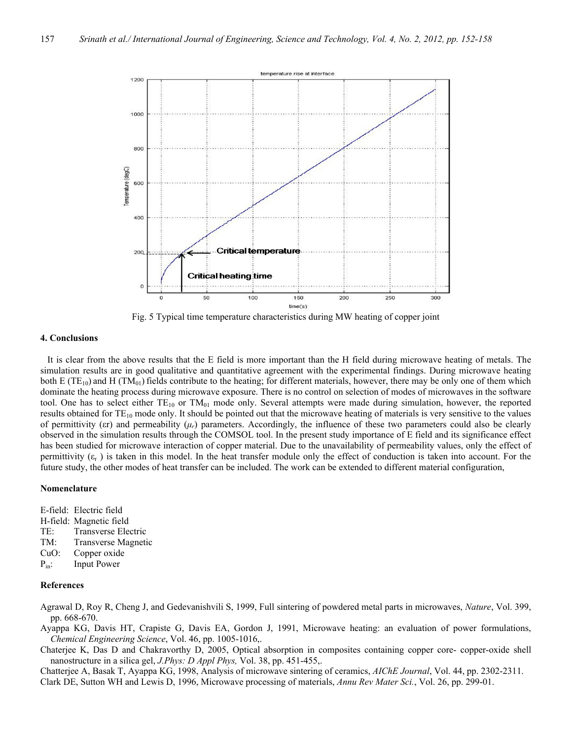Fig. 5 Typical time temperature characteristics during MW heating of copper joint

## 4. Conclusions

It is clear from the above results that the E field is more important than the H field during microwave heating of metals. The simulation results are in good qualitative and quantitative agreement with the experimental findings. During microwave heating both E ($TE_{10}$) and H ($TM_{01}$) fields contribute to the heating; for different materials, however, there may be only one of them which dominate the heating process during microwave exposure. There is no control on selection of modes of microwaves in the software tool. One has to select either $TE_{10}$ or $TM_{01}$ mode only. Several attempts were made during simulation, however, the reported results obtained for $TE_{10}$ mode only. It should be pointed out that the microwave heating of materials is very sensitive to the values of permittivity ($\varepsilon$r) and permeability ($\mu_r$) parameters. Accordingly, the influence of these two parameters could also be clearly observed in the simulation results through the COMSOL tool. In the present study importance of E field and its significance effect has been studied for microwave interaction of copper material. Due to the unavailability of permeability values, only the effect of permittivity ($\varepsilon_r$ ) is taken in this model. In the heat transfer module only the effect of conduction is taken into account. For the future study, the other modes of heat transfer can be included. The work can be extended to different material configuration,

### Nomenclature

E-field: Electric field
H-field: Magnetic field
TE: Transverse Electric
TM: Transverse Magnetic
CuO: Copper oxide
$P_{in}$: Input Power

### References

Agrawal D, Roy R, Cheng J, and Gedevanishvili S, 1999, Full sintering of powdered metal parts in microwaves, *Nature*, Vol. 399, pp. 668-670.

Ayappa KG, Davis HT, Crapiste G, Davis EA, Gordon J, 1991, Microwave heating: an evaluation of power formulations, *Chemical Engineering Science*, Vol. 46, pp. 1005-1016,.

Chaterjee K, Das D and Chakravorthy D, 2005, Optical absorption in composites containing copper core- copper-oxide shell nanostructure in a silica gel, *J.Phys: D Appl Phys,* Vol. 38, pp. 451-455,.

Chatterjee A, Basak T, Ayappa KG, 1998, Analysis of microwave sintering of ceramics, *AIChE Journal*, Vol. 44, pp. 2302-2311.

Clark DE, Sutton WH and Lewis D, 1996, Microwave processing of materials, *Annu Rev Mater Sci.*, Vol. 26, pp. 299-01.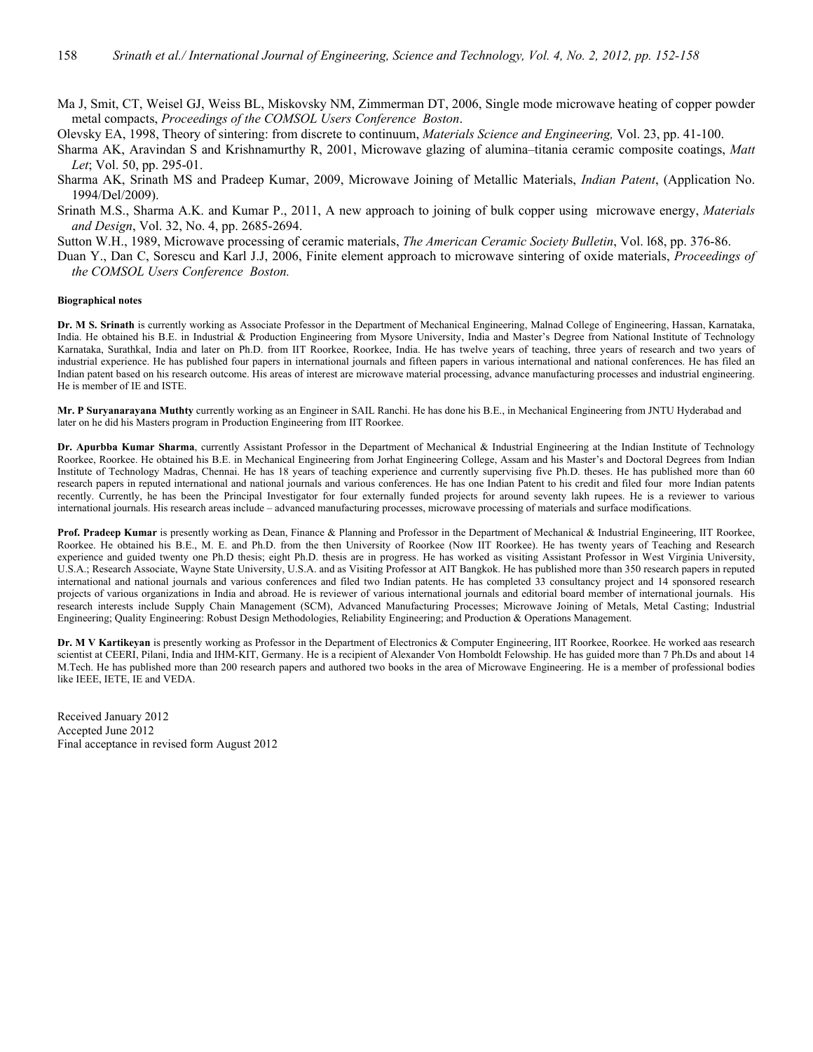Ma J, Smit, CT, Weisel GJ, Weiss BL, Miskovsky NM, Zimmerman DT, 2006, Single mode microwave heating of copper powder metal compacts, *Proceedings of the COMSOL Users Conference Boston*.

Olevsky EA, 1998, Theory of sintering: from discrete to continuum, *Materials Science and Engineering,* Vol. 23, pp. 41-100.

Sharma AK, Aravindan S and Krishnamurthy R, 2001, Microwave glazing of alumina–titania ceramic composite coatings, *Matt Let*; Vol. 50, pp. 295-01.

Sharma AK, Srinath MS and Pradeep Kumar, 2009, Microwave Joining of Metallic Materials, *Indian Patent*, (Application No. 1994/Del/2009).

Srinath M.S., Sharma A.K. and Kumar P., 2011, A new approach to joining of bulk copper using microwave energy, *Materials and Design*, Vol. 32, No. 4, pp. 2685-2694.

Sutton W.H., 1989, Microwave processing of ceramic materials, *The American Ceramic Society Bulletin*, Vol. l68, pp. 376-86.

Duan Y., Dan C, Sorescu and Karl J.J, 2006, Finite element approach to microwave sintering of oxide materials, *Proceedings of the COMSOL Users Conference Boston.*

**Biographical notes**

**Dr. M S. Srinath** is currently working as Associate Professor in the Department of Mechanical Engineering, Malnad College of Engineering, Hassan, Karnataka, India. He obtained his B.E. in Industrial & Production Engineering from Mysore University, India and Master's Degree from National Institute of Technology Karnataka, Surathkal, India and later on Ph.D. from IIT Roorkee, Roorkee, India. He has twelve years of teaching, three years of research and two years of industrial experience. He has published four papers in international journals and fifteen papers in various international and national conferences. He has filed an Indian patent based on his research outcome. His areas of interest are microwave material processing, advance manufacturing processes and industrial engineering. He is member of IE and ISTE.

**Mr. P Suryanarayana Muthty** currently working as an Engineer in SAIL Ranchi. He has done his B.E., in Mechanical Engineering from JNTU Hyderabad and later on he did his Masters program in Production Engineering from IIT Roorkee.

**Dr. Apurbba Kumar Sharma**, currently Assistant Professor in the Department of Mechanical & Industrial Engineering at the Indian Institute of Technology Roorkee, Roorkee. He obtained his B.E. in Mechanical Engineering from Jorhat Engineering College, Assam and his Master's and Doctoral Degrees from Indian Institute of Technology Madras, Chennai. He has 18 years of teaching experience and currently supervising five Ph.D. theses. He has published more than 60 research papers in reputed international and national journals and various conferences. He has one Indian Patent to his credit and filed four more Indian patents recently. Currently, he has been the Principal Investigator for four externally funded projects for around seventy lakh rupees. He is a reviewer to various international journals. His research areas include – advanced manufacturing processes, microwave processing of materials and surface modifications.

**Prof. Pradeep Kumar** is presently working as Dean, Finance & Planning and Professor in the Department of Mechanical & Industrial Engineering, IIT Roorkee, Roorkee. He obtained his B.E., M. E. and Ph.D. from the then University of Roorkee (Now IIT Roorkee). He has twenty years of Teaching and Research experience and guided twenty one Ph.D thesis; eight Ph.D. thesis are in progress. He has worked as visiting Assistant Professor in West Virginia University, U.S.A.; Research Associate, Wayne State University, U.S.A. and as Visiting Professor at AIT Bangkok. He has published more than 350 research papers in reputed international and national journals and various conferences and filed two Indian patents. He has completed 33 consultancy project and 14 sponsored research projects of various organizations in India and abroad. He is reviewer of various international journals and editorial board member of international journals. His research interests include Supply Chain Management (SCM), Advanced Manufacturing Processes; Microwave Joining of Metals, Metal Casting; Industrial Engineering; Quality Engineering: Robust Design Methodologies, Reliability Engineering; and Production & Operations Management.

**Dr. M V Kartikeyan** is presently working as Professor in the Department of Electronics & Computer Engineering, IIT Roorkee, Roorkee. He worked aas research scientist at CEERI, Pilani, India and IHM-KIT, Germany. He is a recipient of Alexander Von Homboldt Felowship. He has guided more than 7 Ph.Ds and about 14 M.Tech. He has published more than 200 research papers and authored two books in the area of Microwave Engineering. He is a member of professional bodies like IEEE, IETE, IE and VEDA.

Received January 2012
Accepted June 2012
Final acceptance in revised form August 2012